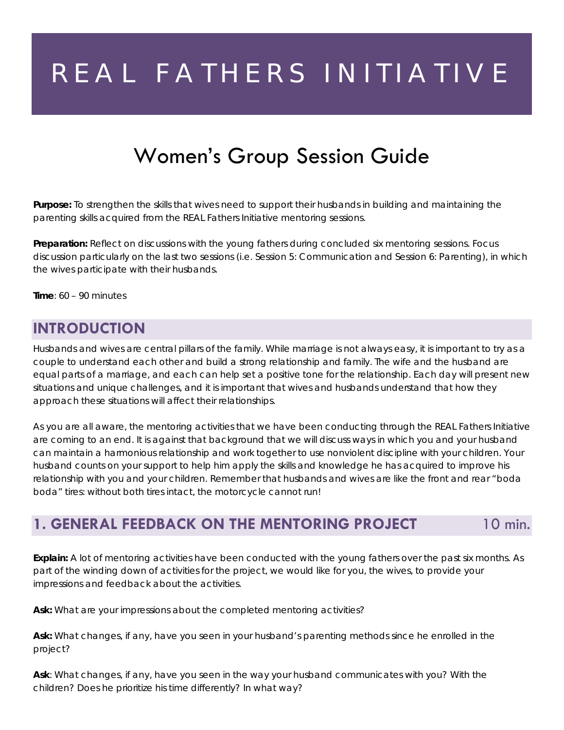# REAL FATHERS INITIATIVE

## Women's Group Session Guide

**Purpose:** To strengthen the skills that wives need to support their husbands in building and maintaining the parenting skills acquired from the REAL Fathers Initiative mentoring sessions.

**Preparation:** Reflect on discussions with the young fathers during concluded six mentoring sessions. Focus discussion particularly on the last two sessions (i.e. Session 5: Communication and Session 6: Parenting), in which the wives participate with their husbands.

**Time**: 60 – 90 minutes

## INTRODUCTION

Husbands and wives are central pillars of the family. While marriage is not always easy, it is important to try as a couple to understand each other and build a strong relationship and family. The wife and the husband are equal parts of a marriage, and each can help set a positive tone for the relationship. Each day will present new situations and unique challenges, and it is important that wives and husbands understand that how they approach these situations will affect their relationships.

As you are all aware, the mentoring activities that we have been conducting through the REAL Fathers Initiative are coming to an end. It is against that background that we will discuss ways in which you and your husband can maintain a harmonious relationship and work together to use nonviolent discipline with your children. Your husband counts on your support to help him apply the skills and knowledge he has acquired to improve his relationship with you and your children. Remember that husbands and wives are like the front and rear "boda boda" tires: without both tires intact, the motorcycle cannot run!

## 1. GENERAL FEEDBACK ON THE MENTORING PROJECT — 10 min.

**Explain:** A lot of mentoring activities have been conducted with the young fathers over the past six months. As part of the winding down of activities for the project, we would like for you, the wives, to provide your impressions and feedback about the activities.

**Ask:** What are your impressions about the completed mentoring activities?

**Ask:** What changes, if any, have you seen in your husband's parenting methods since he enrolled in the project?

**Ask**: What changes, if any, have you seen in the way your husband communicates with you? With the children? Does he prioritize his time differently? In what way?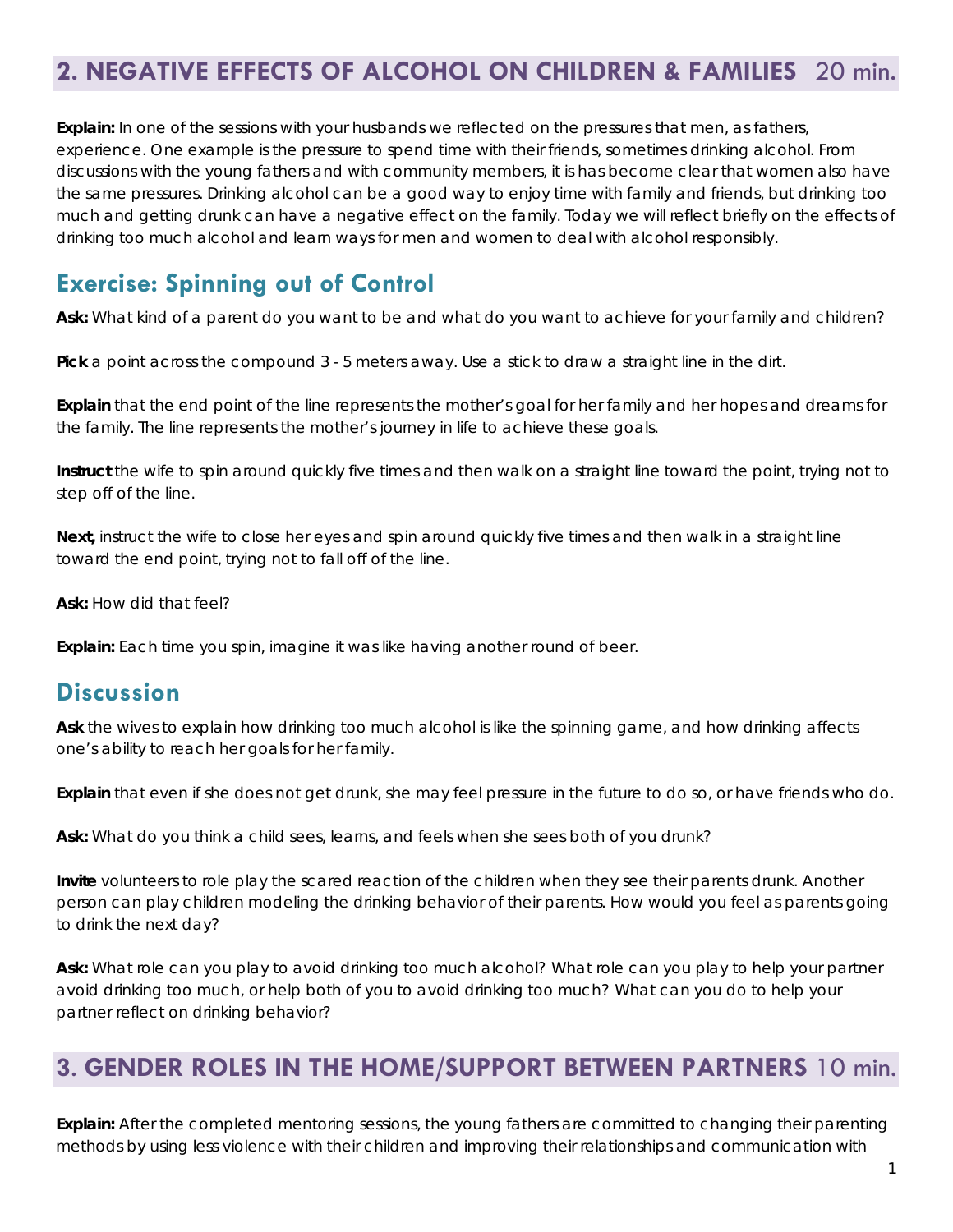## 2. NEGATIVE EFFECTS OF ALCOHOL ON CHILDREN & FAMILIES 20 min.

**Explain:** In one of the sessions with your husbands we reflected on the pressures that men, as fathers, experience. One example is the pressure to spend time with their friends, sometimes drinking alcohol. From discussions with the young fathers and with community members, it is has become clear that women also have the same pressures. Drinking alcohol can be a good way to enjoy time with family and friends, but drinking too much and getting drunk can have a negative effect on the family. Today we will reflect briefly on the effects of drinking too much alcohol and learn ways for men and women to deal with alcohol responsibly.

### Exercise: Spinning out of Control

**Ask:** What kind of a parent do you want to be and what do you want to achieve for your family and children?

**Pick** a point across the compound 3 - 5 meters away. Use a stick to draw a straight line in the dirt.

**Explain** that the end point of the line represents the mother's goal for her family and her hopes and dreams for the family. The line represents the mother's journey in life to achieve these goals.

**Instruct** the wife to spin around quickly five times and then walk on a straight line toward the point, trying not to step off of the line.

**Next,** instruct the wife to close her eyes and spin around quickly five times and then walk in a straight line toward the end point, trying not to fall off of the line.

**Ask:** How did that feel?

**Explain:** Each time you spin, imagine it was like having another round of beer.

### Discussion

**Ask** the wives to explain how drinking too much alcohol is like the spinning game, and how drinking affects one's ability to reach her goals for her family.

**Explain** that even if she does not get drunk, she may feel pressure in the future to do so, or have friends who do.

**Ask:** What do you think a child sees, learns, and feels when she sees both of you drunk?

**Invite** volunteers to role play the scared reaction of the children when they see their parents drunk. Another person can play children modeling the drinking behavior of their parents. How would you feel as parents going to drink the next day?

**Ask:** What role can you play to avoid drinking too much alcohol? What role can you play to help your partner avoid drinking too much, or help both of you to avoid drinking too much? What can you do to help your partner reflect on drinking behavior?

## 3. GENDER ROLES IN THE HOME/SUPPORT BETWEEN PARTNERS 10 min.

**Explain:** After the completed mentoring sessions, the young fathers are committed to changing their parenting methods by using less violence with their children and improving their relationships and communication with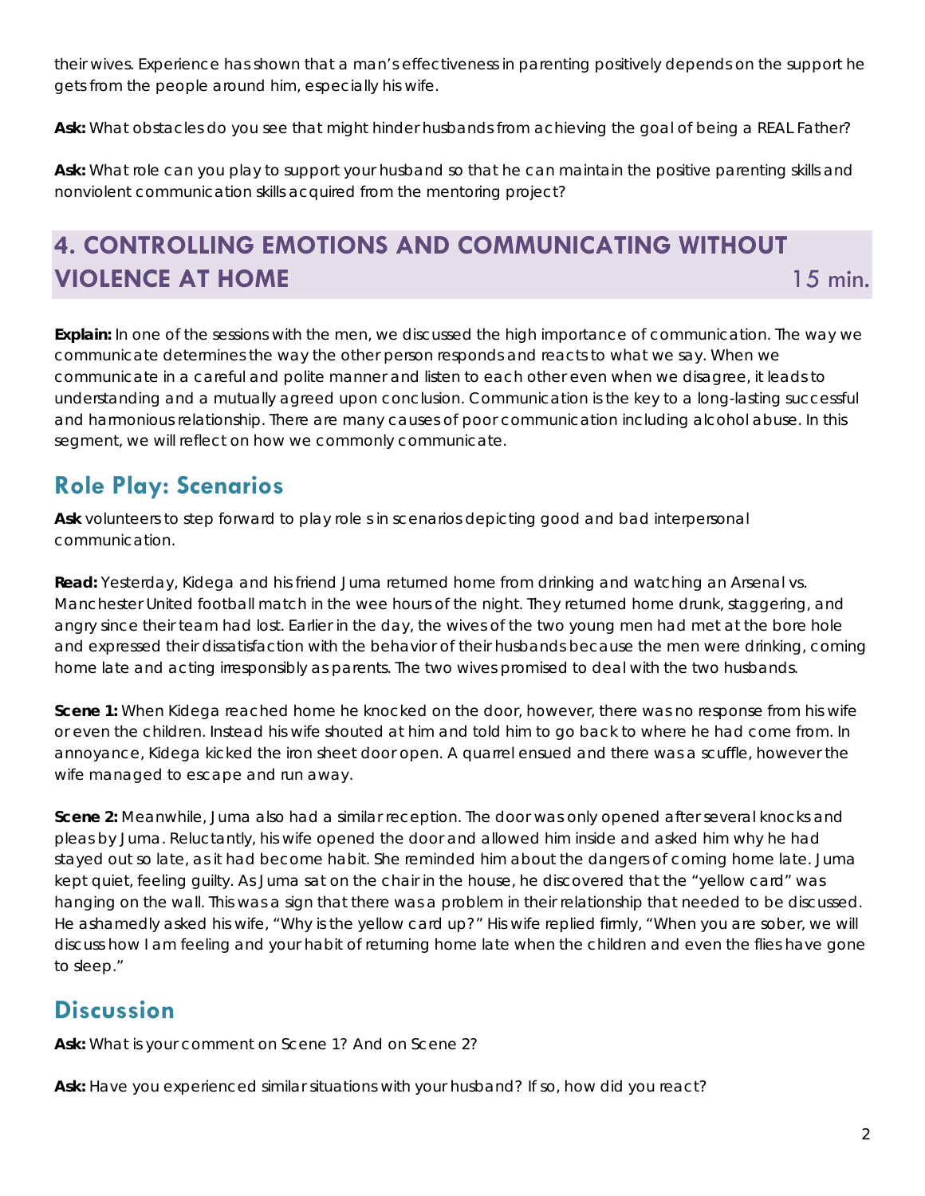their wives. Experience has shown that a man's effectiveness in parenting positively depends on the support he gets from the people around him, especially his wife.

**Ask:** What obstacles do you see that might hinder husbands from achieving the goal of being a REAL Father?

**Ask:** What role can you play to support your husband so that he can maintain the positive parenting skills and nonviolent communication skills acquired from the mentoring project?

## 4. CONTROLLING EMOTIONS AND COMMUNICATING WITHOUT VIOLENCE AT HOME 15 min.

**Explain:** In one of the sessions with the men, we discussed the high importance of communication. The way we communicate determines the way the other person responds and reacts to what we say. When we communicate in a careful and polite manner and listen to each other even when we disagree, it leads to understanding and a mutually agreed upon conclusion. Communication is the key to a long-lasting successful and harmonious relationship. There are many causes of poor communication including alcohol abuse. In this segment, we will reflect on how we commonly communicate.

### Role Play: Scenarios

**Ask** volunteers to step forward to play role s in scenarios depicting good and bad interpersonal communication.

**Read:** Yesterday, Kidega and his friend Juma returned home from drinking and watching an Arsenal vs. Manchester United football match in the wee hours of the night. They returned home drunk, staggering, and angry since their team had lost. Earlier in the day, the wives of the two young men had met at the bore hole and expressed their dissatisfaction with the behavior of their husbands because the men were drinking, coming home late and acting irresponsibly as parents. The two wives promised to deal with the two husbands.

**Scene 1:** When Kidega reached home he knocked on the door, however, there was no response from his wife or even the children. Instead his wife shouted at him and told him to go back to where he had come from. In annoyance, Kidega kicked the iron sheet door open. A quarrel ensued and there was a scuffle, however the wife managed to escape and run away.

**Scene 2:** Meanwhile, Juma also had a similar reception. The door was only opened after several knocks and pleas by Juma. Reluctantly, his wife opened the door and allowed him inside and asked him why he had stayed out so late, as it had become habit. She reminded him about the dangers of coming home late. Juma kept quiet, feeling guilty. As Juma sat on the chair in the house, he discovered that the "yellow card" was hanging on the wall. This was a sign that there was a problem in their relationship that needed to be discussed. He ashamedly asked his wife, "Why is the yellow card up?" His wife replied firmly, "When you are sober, we will discuss how I am feeling and your habit of returning home late when the children and even the flies have gone to sleep."

### Discussion

**Ask:** What is your comment on Scene 1? And on Scene 2?

**Ask:** Have you experienced similar situations with your husband? If so, how did you react?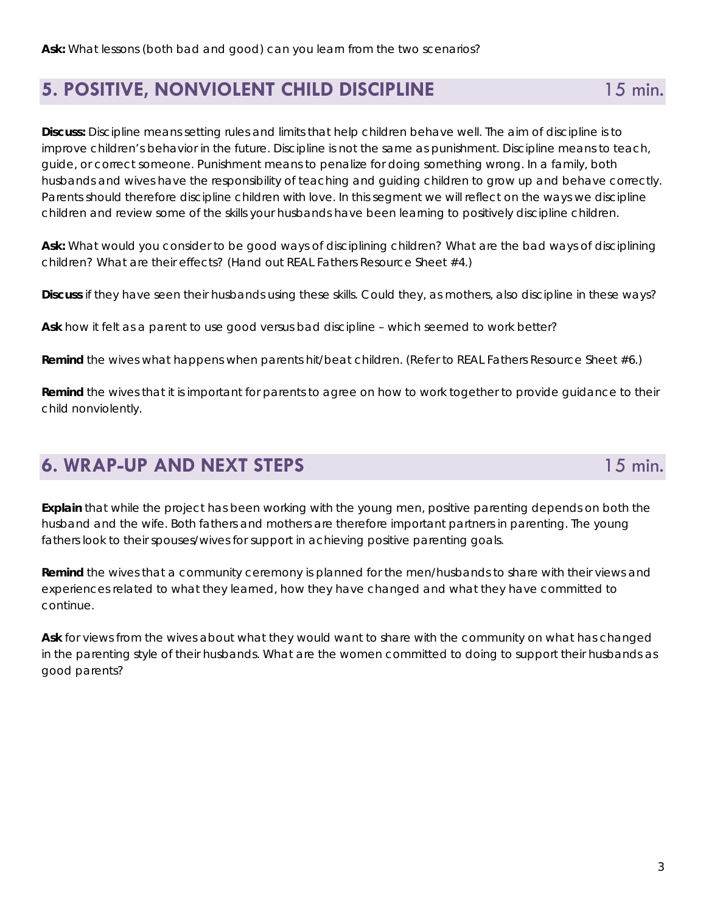**Ask:** What lessons (both bad and good) can you learn from the two scenarios?

## 5. POSITIVE, NONVIOLENT CHILD DISCIPLINE 15 min.

**Discuss:** Discipline means setting rules and limits that help children behave well. The aim of discipline is to improve children's behavior in the future. Discipline is not the same as punishment. Discipline means to teach, guide, or correct someone. Punishment means to penalize for doing something wrong. In a family, both husbands and wives have the responsibility of teaching and guiding children to grow up and behave correctly. Parents should therefore discipline children with love. In this segment we will reflect on the ways we discipline children and review some of the skills your husbands have been learning to positively discipline children.

**Ask:** What would you consider to be good ways of disciplining children? What are the bad ways of disciplining children? What are their effects? (Hand out REAL Fathers Resource Sheet #4.)

**Discuss** if they have seen their husbands using these skills. Could they, as mothers, also discipline in these ways?

**Ask** how it felt as a parent to use good versus bad discipline – which seemed to work better?

**Remind** the wives what happens when parents hit/beat children. (Refer to REAL Fathers Resource Sheet #6.)

**Remind** the wives that it is important for parents to agree on how to work together to provide guidance to their child nonviolently.

## 6. WRAP-UP AND NEXT STEPS 15 min.

**Explain** that while the project has been working with the young men, positive parenting depends on both the husband and the wife. Both fathers and mothers are therefore important partners in parenting. The young fathers look to their spouses/wives for support in achieving positive parenting goals.

**Remind** the wives that a community ceremony is planned for the men/husbands to share with their views and experiences related to what they learned, how they have changed and what they have committed to continue.

**Ask** for views from the wives about what they would want to share with the community on what has changed in the parenting style of their husbands. What are the women committed to doing to support their husbands as good parents?